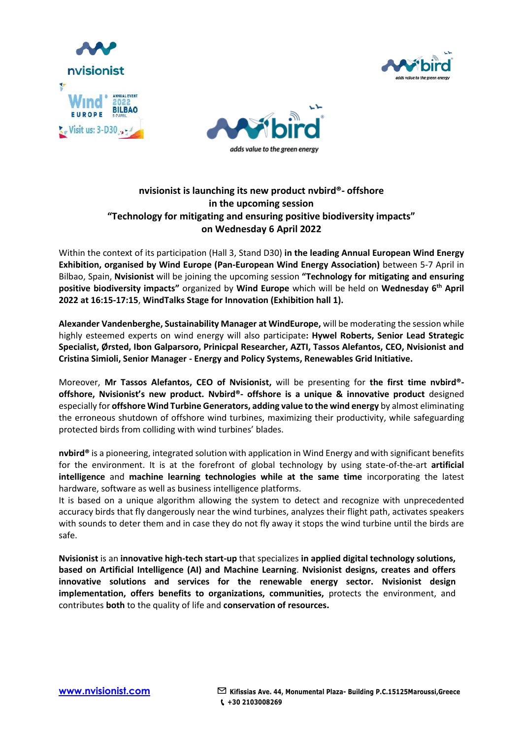**nvisionist is launching its new product nvbird®- offshore**
**in the upcoming session**
**"Technology for mitigating and ensuring positive biodiversity impacts"**
**on Wednesday 6 April 2022**

Within the context of its participation (Hall 3, Stand D30) **in the leading Annual European Wind Energy Exhibition, organised by Wind Europe (Pan-European Wind Energy Association)** between 5-7 April in Bilbao, Spain, **Nvisionist** will be joining the upcoming session **"Technology for mitigating and ensuring positive biodiversity impacts"** organized by **Wind Europe** which will be held on **Wednesday 6th April 2022 at 16:15-17:15**, **WindTalks Stage for Innovation (Exhibition hall 1).**

**Alexander Vandenberghe, Sustainability Manager at WindEurope,** will be moderating the session while highly esteemed experts on wind energy will also participate**: Hywel Roberts, Senior Lead Strategic Specialist, Ørsted, Ibon Galparsoro, Prinicpal Researcher, AZTI, Tassos Alefantos, CEO, Nvisionist and Cristina Simioli, Senior Manager - Energy and Policy Systems, Renewables Grid Initiative.**

Moreover, **Mr Tassos Alefantos, CEO of Nvisionist,** will be presenting for **the first time nvbird®- offshore, Nvisionist's new product. Nvbird®- offshore is a unique & innovative product** designed especially for **offshore Wind Turbine Generators, adding value to the wind energy** by almost eliminating the erroneous shutdown of offshore wind turbines, maximizing their productivity, while safeguarding protected birds from colliding with wind turbines' blades.

**nvbird®** is a pioneering, integrated solution with application in Wind Energy and with significant benefits for the environment. It is at the forefront of global technology by using state-of-the-art **artificial intelligence** and **machine learning technologies while at the same time** incorporating the latest hardware, software as well as business intelligence platforms.
It is based on a unique algorithm allowing the system to detect and recognize with unprecedented accuracy birds that fly dangerously near the wind turbines, analyzes their flight path, activates speakers with sounds to deter them and in case they do not fly away it stops the wind turbine until the birds are safe.

**Nvisionist** is an **innovative high-tech start-up** that specializes **in applied digital technology solutions, based on Artificial Intelligence (AI) and Machine Learning**. **Nvisionist designs, creates and offers innovative solutions and services for the renewable energy sector. Nvisionist design implementation, offers benefits to organizations, communities,** protects the environment, and contributes **both** to the quality of life and **conservation of resources.**

www.nvisionist.com

Kifissias Ave. 44, Monumental Plaza- Building P.C.15125Maroussi,Greece
+30 2103008269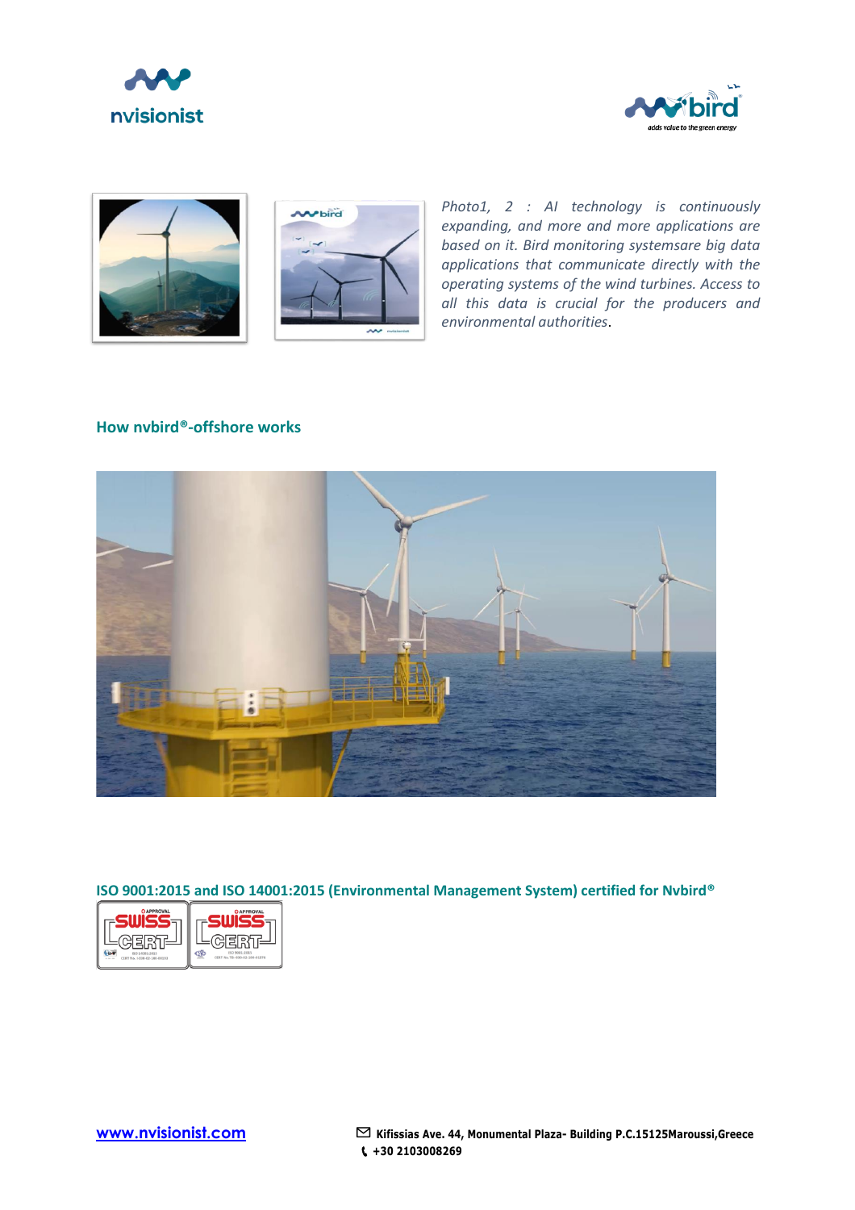*Photo1, 2 : AI technology is continuously expanding, and more and more applications are based on it. Bird monitoring systemsare big data applications that communicate directly with the operating systems of the wind turbines. Access to all this data is crucial for the producers and environmental authorities*.

### How nvbird®-offshore works

### ISO 9001:2015 and ISO 14001:2015 (Environmental Management System) certified for Nvbird®

[www.nvisionist.com](http://www.nvisionist.com)

Kifissias Ave. 44, Monumental Plaza- Building P.C.15125Maroussi,Greece
+30 2103008269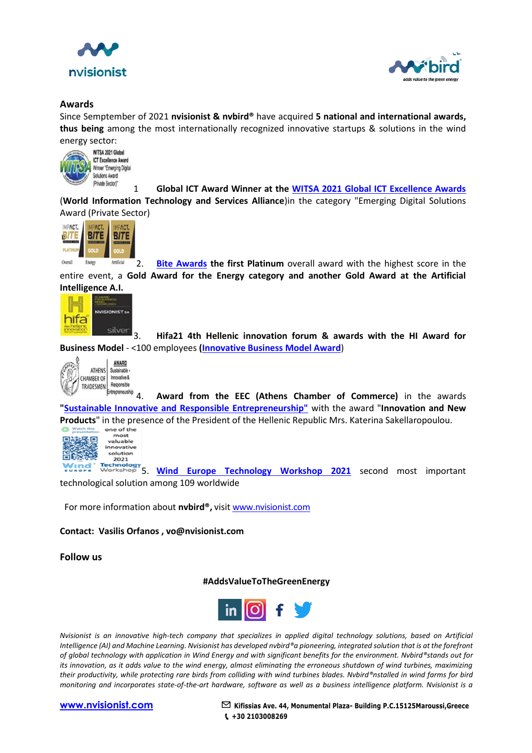## Awards

Since Semptember of 2021 **nvisionist & nvbird®** have acquired **5 national and international awards, thus being** among the most internationally recognized innovative startups & solutions in the wind energy sector:

1. **Global ICT Award Winner at the WITSA 2021 Global ICT Excellence Awards** (**World Information Technology and Services Alliance**)in the category "Emerging Digital Solutions Award (Private Sector)

2. **Bite Awards the first Platinum** overall award with the highest score in the entire event, a **Gold Award for the Energy category and another Gold Award at the Artificial Intelligence A.I.**

3. **Hifa21 4th Hellenic innovation forum & awards with the HI Award for Business Model** - <100 employees **(Innovative Business Model Award**)

4. **Award from the EEC (Athens Chamber of Commerce)** in the awards **"Sustainable Innovative and Responsible Entrepreneurship"** with the award "**Innovation and New Products**" in the presence of the President of the Hellenic Republic Mrs. Katerina Sakellaropoulou.

5. **Wind Europe Technology Workshop 2021** second most important technological solution among 109 worldwide

For more information about **nvbird®,** visit www.nvisionist.com

**Contact: Vasilis Orfanos , vo@nvisionist.com**

**Follow us**

**#AddsValueToTheGreenEnergy**

*Nvisionist is an innovative high-tech company that specializes in applied digital technology solutions, based on Artificial Intelligence (AI) and Machine Learning. Nvisionist has developed nvbird®a pioneering, integrated solution that is at the forefront of global technology with application in Wind Energy and with significant benefits for the environment. Nvbird®stands out for its innovation, as it adds value to the wind energy, almost eliminating the erroneous shutdown of wind turbines, maximizing their productivity, while protecting rare birds from colliding with wind turbines blades. Nvbird®nstalled in wind farms for bird monitoring and incorporates state-of-the-art hardware, software as well as a business intelligence platform. Nvisionist is a*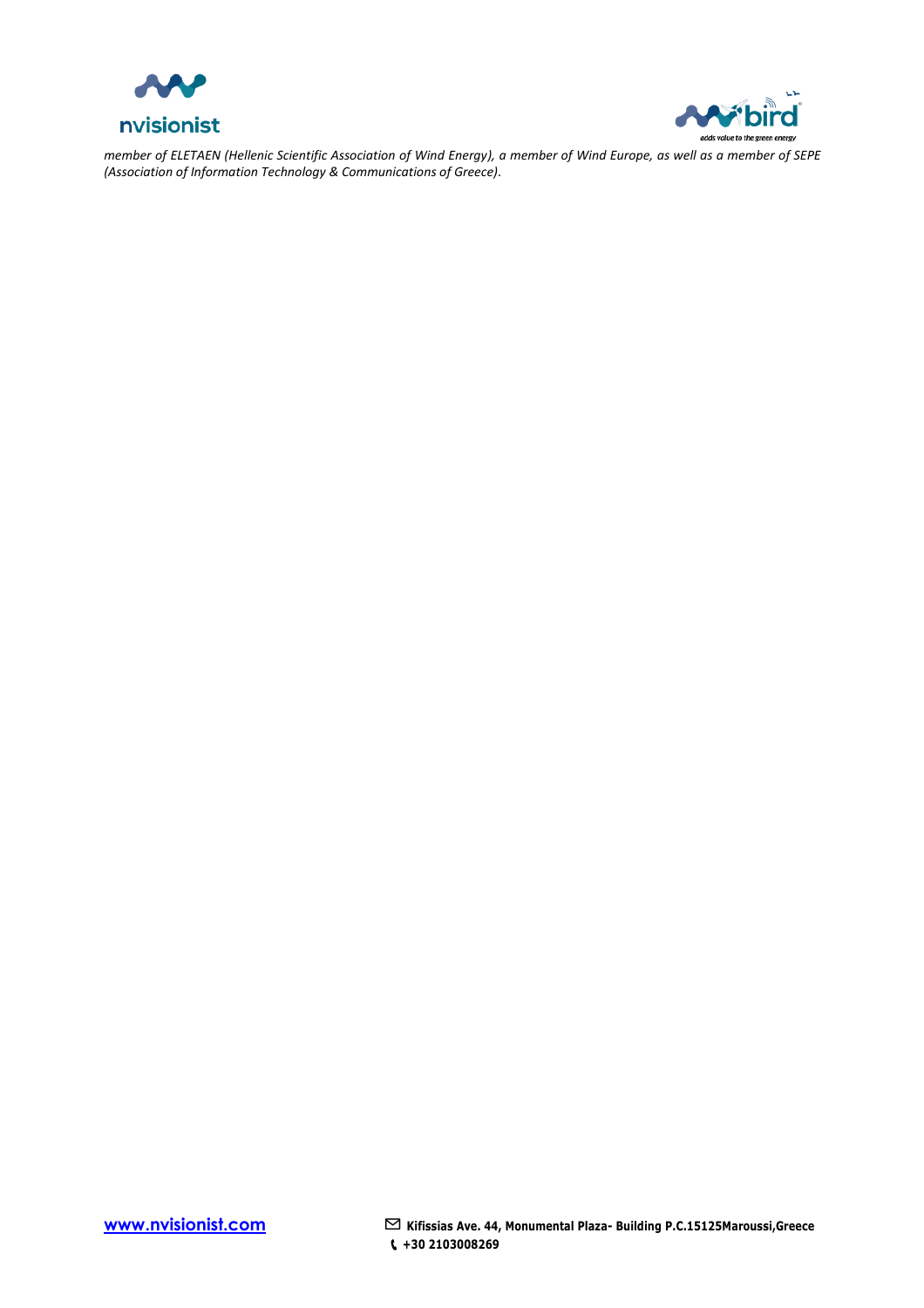*member of ELETAEN (Hellenic Scientific Association of Wind Energy), a member of Wind Europe, as well as a member of SEPE (Association of Information Technology & Communications of Greece).*